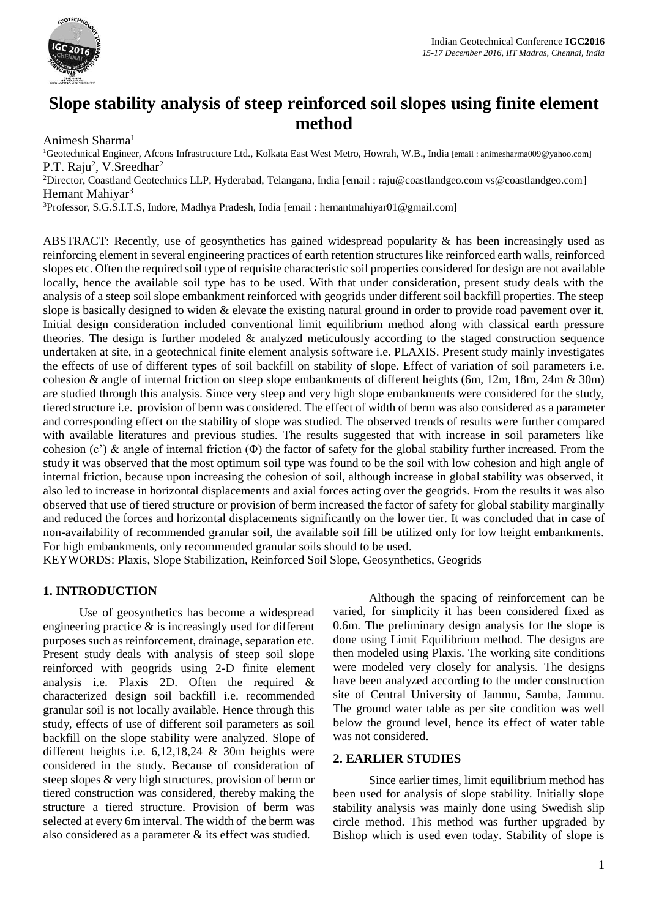# Slope stability analysis of steep reinforced soil slopes using finite element method

Animesh Sharma[1]

[1]Geotechnical Engineer, Afcons Infrastructure Ltd., Kolkata East West Metro, Howrah, W.B., India [email : animesharma009@yahoo.com]

P.T. Raju[2], V.Sreedhar[2]

[2]Director, Coastland Geotechnics LLP, Hyderabad, Telangana, India [email : raju@coastlandgeo.com vs@coastlandgeo.com]

Hemant Mahiyar[3]

[3]Professor, S.G.S.I.T.S, Indore, Madhya Pradesh, India [email : hemantmahiyar01@gmail.com]

ABSTRACT: Recently, use of geosynthetics has gained widespread popularity & has been increasingly used as reinforcing element in several engineering practices of earth retention structures like reinforced earth walls, reinforced slopes etc. Often the required soil type of requisite characteristic soil properties considered for design are not available locally, hence the available soil type has to be used. With that under consideration, present study deals with the analysis of a steep soil slope embankment reinforced with geogrids under different soil backfill properties. The steep slope is basically designed to widen & elevate the existing natural ground in order to provide road pavement over it. Initial design consideration included conventional limit equilibrium method along with classical earth pressure theories. The design is further modeled & analyzed meticulously according to the staged construction sequence undertaken at site, in a geotechnical finite element analysis software i.e. PLAXIS. Present study mainly investigates the effects of use of different types of soil backfill on stability of slope. Effect of variation of soil parameters i.e. cohesion & angle of internal friction on steep slope embankments of different heights (6m, 12m, 18m, 24m & 30m) are studied through this analysis. Since very steep and very high slope embankments were considered for the study, tiered structure i.e. provision of berm was considered. The effect of width of berm was also considered as a parameter and corresponding effect on the stability of slope was studied. The observed trends of results were further compared with available literatures and previous studies. The results suggested that with increase in soil parameters like cohesion (c') & angle of internal friction (Φ) the factor of safety for the global stability further increased. From the study it was observed that the most optimum soil type was found to be the soil with low cohesion and high angle of internal friction, because upon increasing the cohesion of soil, although increase in global stability was observed, it also led to increase in horizontal displacements and axial forces acting over the geogrids. From the results it was also observed that use of tiered structure or provision of berm increased the factor of safety for global stability marginally and reduced the forces and horizontal displacements significantly on the lower tier. It was concluded that in case of non-availability of recommended granular soil, the available soil fill be utilized only for low height embankments. For high embankments, only recommended granular soils should to be used.

KEYWORDS: Plaxis, Slope Stabilization, Reinforced Soil Slope, Geosynthetics, Geogrids

## 1. INTRODUCTION

Use of geosynthetics has become a widespread engineering practice & is increasingly used for different purposes such as reinforcement, drainage, separation etc. Present study deals with analysis of steep soil slope reinforced with geogrids using 2-D finite element analysis i.e. Plaxis 2D. Often the required & characterized design soil backfill i.e. recommended granular soil is not locally available. Hence through this study, effects of use of different soil parameters as soil backfill on the slope stability were analyzed. Slope of different heights i.e. 6,12,18,24 & 30m heights were considered in the study. Because of consideration of steep slopes & very high structures, provision of berm or tiered construction was considered, thereby making the structure a tiered structure. Provision of berm was selected at every 6m interval. The width of the berm was also considered as a parameter & its effect was studied.

Although the spacing of reinforcement can be varied, for simplicity it has been considered fixed as 0.6m. The preliminary design analysis for the slope is done using Limit Equilibrium method. The designs are then modeled using Plaxis. The working site conditions were modeled very closely for analysis. The designs have been analyzed according to the under construction site of Central University of Jammu, Samba, Jammu. The ground water table as per site condition was well below the ground level, hence its effect of water table was not considered.

## 2. EARLIER STUDIES

Since earlier times, limit equilibrium method has been used for analysis of slope stability. Initially slope stability analysis was mainly done using Swedish slip circle method. This method was further upgraded by Bishop which is used even today. Stability of slope is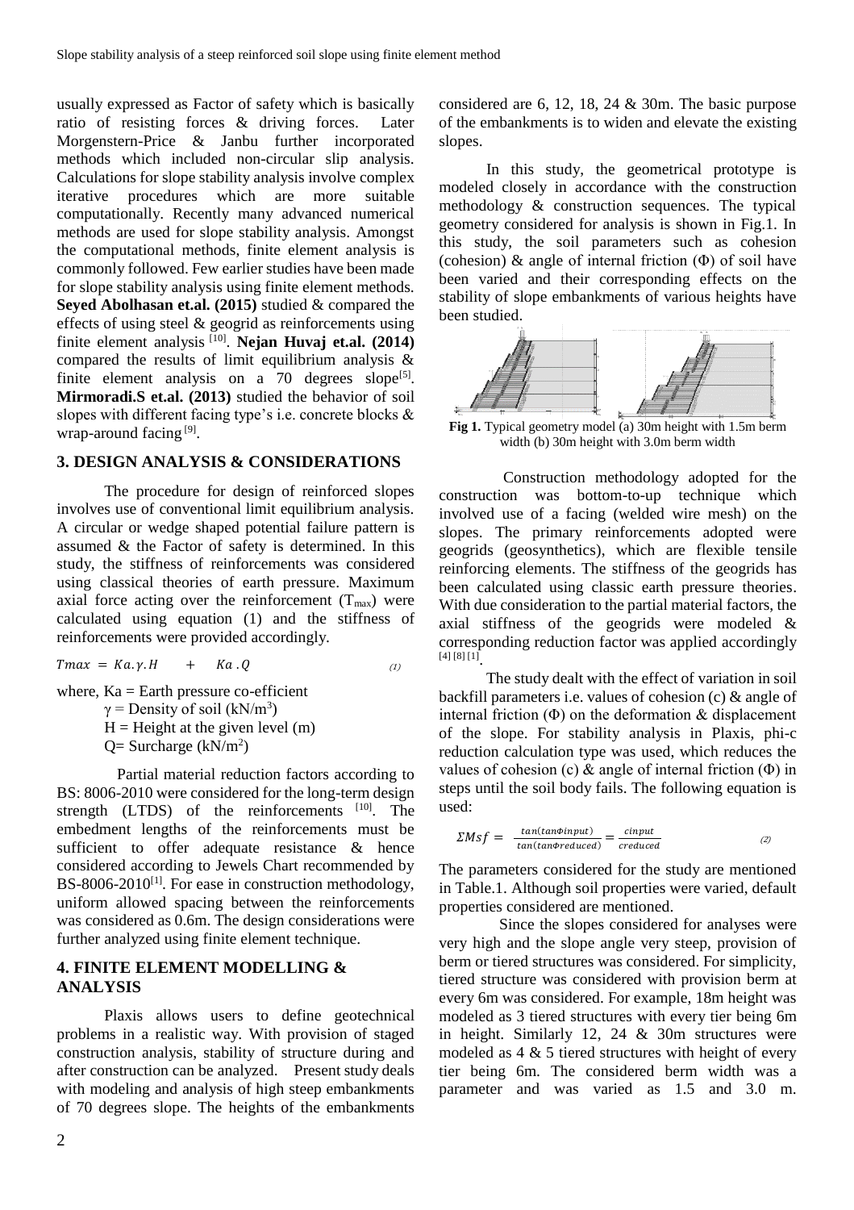usually expressed as Factor of safety which is basically ratio of resisting forces & driving forces. Later Morgenstern-Price & Janbu further incorporated methods which included non-circular slip analysis. Calculations for slope stability analysis involve complex iterative procedures which are more suitable computationally. Recently many advanced numerical methods are used for slope stability analysis. Amongst the computational methods, finite element analysis is commonly followed. Few earlier studies have been made for slope stability analysis using finite element methods. **Seyed Abolhasan et.al. (2015)** studied & compared the effects of using steel & geogrid as reinforcements using finite element analysis [10]. **Nejan Huvaj et.al. (2014)** compared the results of limit equilibrium analysis & finite element analysis on a 70 degrees slope[5]. **Mirmoradi.S et.al. (2013)** studied the behavior of soil slopes with different facing type's i.e. concrete blocks & wrap-around facing [9].

## 3. DESIGN ANALYSIS & CONSIDERATIONS

The procedure for design of reinforced slopes involves use of conventional limit equilibrium analysis. A circular or wedge shaped potential failure pattern is assumed & the Factor of safety is determined. In this study, the stiffness of reinforcements was considered using classical theories of earth pressure. Maximum axial force acting over the reinforcement ($T_{max}$) were calculated using equation (1) and the stiffness of reinforcements were provided accordingly.

$$Tmax = Ka.\gamma.H \quad + \quad Ka.Q \tag{1}$$

where, Ka = Earth pressure co-efficient
$\gamma$ = Density of soil (kN/m$^3$)
H = Height at the given level (m)
Q= Surcharge (kN/m$^2$)

Partial material reduction factors according to BS: 8006-2010 were considered for the long-term design strength (LTDS) of the reinforcements [10]. The embedment lengths of the reinforcements must be sufficient to offer adequate resistance & hence considered according to Jewels Chart recommended by BS-8006-2010[1]. For ease in construction methodology, uniform allowed spacing between the reinforcements was considered as 0.6m. The design considerations were further analyzed using finite element technique.

## 4. FINITE ELEMENT MODELLING & ANALYSIS

Plaxis allows users to define geotechnical problems in a realistic way. With provision of staged construction analysis, stability of structure during and after construction can be analyzed. Present study deals with modeling and analysis of high steep embankments of 70 degrees slope. The heights of the embankments considered are 6, 12, 18, 24 & 30m. The basic purpose of the embankments is to widen and elevate the existing slopes.

In this study, the geometrical prototype is modeled closely in accordance with the construction methodology & construction sequences. The typical geometry considered for analysis is shown in Fig.1. In this study, the soil parameters such as cohesion (cohesion) & angle of internal friction (Φ) of soil have been varied and their corresponding effects on the stability of slope embankments of various heights have been studied.

**Fig 1.** Typical geometry model (a) 30m height with 1.5m berm width (b) 30m height with 3.0m berm width

Construction methodology adopted for the construction was bottom-to-up technique which involved use of a facing (welded wire mesh) on the slopes. The primary reinforcements adopted were geogrids (geosynthetics), which are flexible tensile reinforcing elements. The stiffness of the geogrids has been calculated using classic earth pressure theories. With due consideration to the partial material factors, the axial stiffness of the geogrids were modeled & corresponding reduction factor was applied accordingly [4] [8] [1].

The study dealt with the effect of variation in soil backfill parameters i.e. values of cohesion (c) & angle of internal friction (Φ) on the deformation & displacement of the slope. For stability analysis in Plaxis, phi-c reduction calculation type was used, which reduces the values of cohesion (c) & angle of internal friction (Φ) in steps until the soil body fails. The following equation is used:

$$\Sigma Msf = \frac{tan(tan\Phi input)}{tan(tan\Phi reduced)} = \frac{cinput}{creduced} \tag{2}$$

The parameters considered for the study are mentioned in Table.1. Although soil properties were varied, default properties considered are mentioned.

Since the slopes considered for analyses were very high and the slope angle very steep, provision of berm or tiered structures was considered. For simplicity, tiered structure was considered with provision berm at every 6m was considered. For example, 18m height was modeled as 3 tiered structures with every tier being 6m in height. Similarly 12, 24 & 30m structures were modeled as 4 & 5 tiered structures with height of every tier being 6m. The considered berm width was a parameter and was varied as 1.5 and 3.0 m.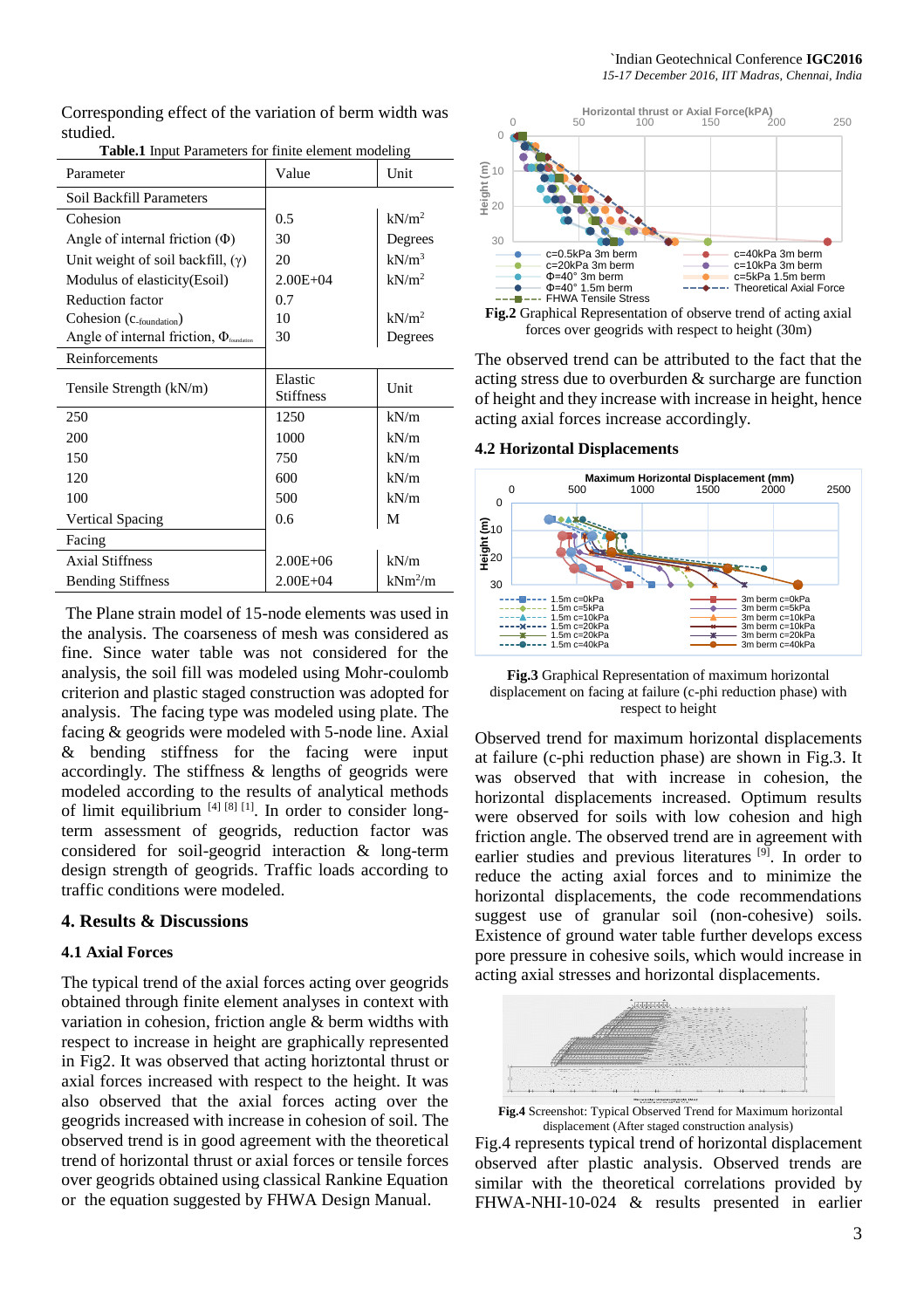Corresponding effect of the variation of berm width was studied.

**Table.1** Input Parameters for finite element modeling

| Parameter | Value | Unit |
|---|---|---|
| Soil Backfill Parameters | | |
| Cohesion | 0.5 | kN/m$^2$ |
| Angle of internal friction ($\Phi$) | 30 | Degrees |
| Unit weight of soil backfill, ($\gamma$) | 20 | kN/m$^3$ |
| Modulus of elasticity(Esoil) | 2.00E+04 | kN/m$^2$ |
| Reduction factor | 0.7 | |
| Cohesion ($c_{\text{-foundation}}$) | 10 | kN/m$^2$ |
| Angle of internal friction, $\Phi_{\text{foundation}}$ | 30 | Degrees |
| Reinforcements | | |
| Tensile Strength (kN/m) | Elastic Stiffness | Unit |
| 250 | 1250 | kN/m |
| 200 | 1000 | kN/m |
| 150 | 750 | kN/m |
| 120 | 600 | kN/m |
| 100 | 500 | kN/m |
| Vertical Spacing | 0.6 | M |
| Facing | | |
| Axial Stiffness | 2.00E+06 | kN/m |
| Bending Stiffness | 2.00E+04 | kNm$^2$/m |

The Plane strain model of 15-node elements was used in the analysis. The coarseness of mesh was considered as fine. Since water table was not considered for the analysis, the soil fill was modeled using Mohr-coulomb criterion and plastic staged construction was adopted for analysis. The facing type was modeled using plate. The facing & geogrids were modeled with 5-node line. Axial & bending stiffness for the facing were input accordingly. The stiffness & lengths of geogrids were modeled according to the results of analytical methods of limit equilibrium [4] [8] [1]. In order to consider long-term assessment of geogrids, reduction factor was considered for soil-geogrid interaction & long-term design strength of geogrids. Traffic loads according to traffic conditions were modeled.

## 4. Results & Discussions

### 4.1 Axial Forces

The typical trend of the axial forces acting over geogrids obtained through finite element analyses in context with variation in cohesion, friction angle & berm widths with respect to increase in height are graphically represented in Fig2. It was observed that acting horiztontal thrust or axial forces increased with respect to the height. It was also observed that the axial forces acting over the geogrids increased with increase in cohesion of soil. The observed trend is in good agreement with the theoretical trend of horizontal thrust or axial forces or tensile forces over geogrids obtained using classical Rankine Equation or the equation suggested by FHWA Design Manual.

**Fig.2** Graphical Representation of observe trend of acting axial forces over geogrids with respect to height (30m)

The observed trend can be attributed to the fact that the acting stress due to overburden & surcharge are function of height and they increase with increase in height, hence acting axial forces increase accordingly.

### 4.2 Horizontal Displacements

**Fig.3** Graphical Representation of maximum horizontal displacement on facing at failure (c-phi reduction phase) with respect to height

Observed trend for maximum horizontal displacements at failure (c-phi reduction phase) are shown in Fig.3. It was observed that with increase in cohesion, the horizontal displacements increased. Optimum results were observed for soils with low cohesion and high friction angle. The observed trend are in agreement with earlier studies and previous literatures [9]. In order to reduce the acting axial forces and to minimize the horizontal displacements, the code recommendations suggest use of granular soil (non-cohesive) soils. Existence of ground water table further develops excess pore pressure in cohesive soils, which would increase in acting axial stresses and horizontal displacements.

**Fig.4** Screenshot: Typical Observed Trend for Maximum horizontal displacement (After staged construction analysis)

Fig.4 represents typical trend of horizontal displacement observed after plastic analysis. Observed trends are similar with the theoretical correlations provided by FHWA-NHI-10-024 & results presented in earlier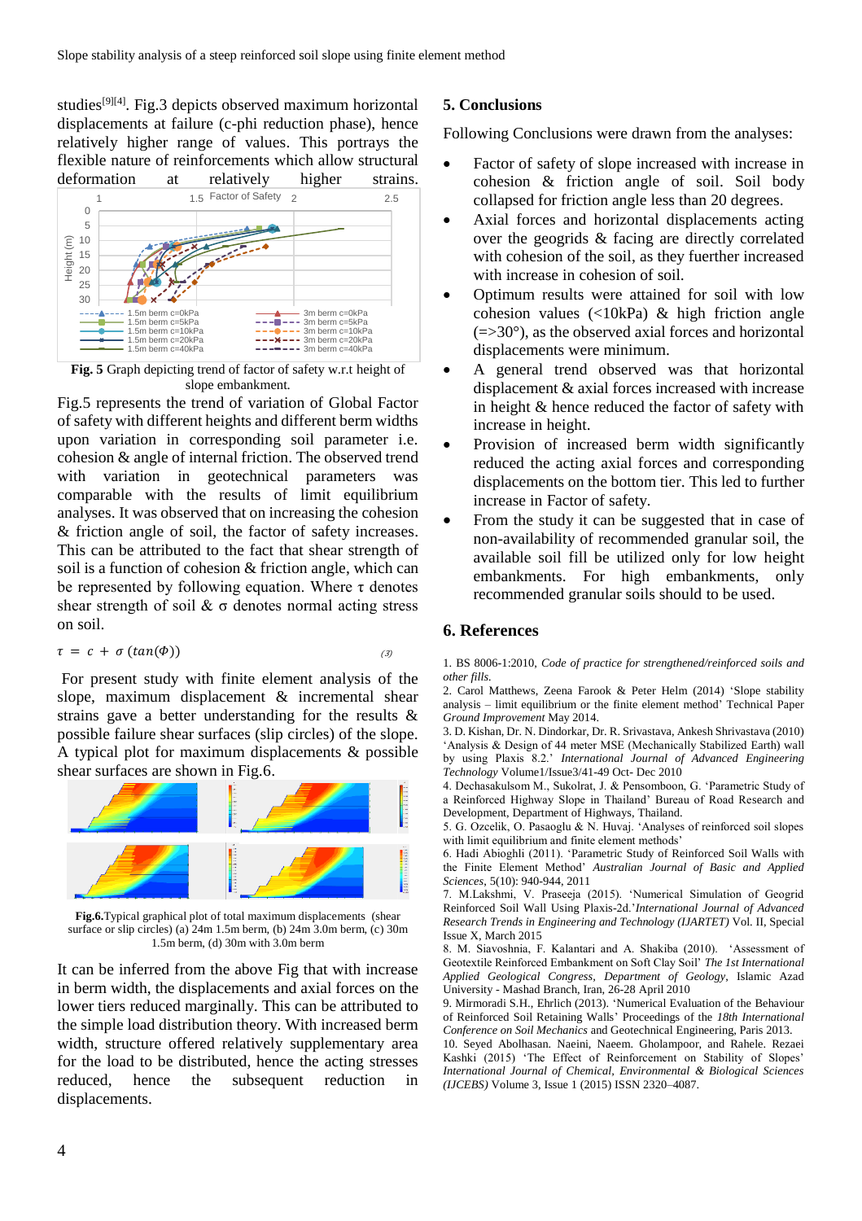studies[9][4]. Fig.3 depicts observed maximum horizontal displacements at failure (c-phi reduction phase), hence relatively higher range of values. This portrays the flexible nature of reinforcements which allow structural deformation at relatively higher strains.

Factor of Safety

1 1.5 2 2.5

Height (m)

0 5 10 15 20 25 30

1.5m berm c=0kPa
1.5m berm c=5kPa
1.5m berm c=10kPa
1.5m berm c=20kPa
1.5m berm c=40kPa
3m berm c=0kPa
3m berm c=5kPa
3m berm c=10kPa
3m berm c=20kPa
3m berm c=40kPa

**Fig. 5** Graph depicting trend of factor of safety w.r.t height of slope embankment.

Fig.5 represents the trend of variation of Global Factor of safety with different heights and different berm widths upon variation in corresponding soil parameter i.e. cohesion & angle of internal friction. The observed trend with variation in geotechnical parameters was comparable with the results of limit equilibrium analyses. It was observed that on increasing the cohesion & friction angle of soil, the factor of safety increases. This can be attributed to the fact that shear strength of soil is a function of cohesion & friction angle, which can be represented by following equation. Where $\tau$ denotes shear strength of soil & $\sigma$ denotes normal acting stress on soil.

$$\tau = c + \sigma (\tan(\Phi)) \quad (3)$$

For present study with finite element analysis of the slope, maximum displacement & incremental shear strains gave a better understanding for the results & possible failure shear surfaces (slip circles) of the slope. A typical plot for maximum displacements & possible shear surfaces are shown in Fig.6.

**Fig.6.** Typical graphical plot of total maximum displacements (shear surface or slip circles) (a) 24m 1.5m berm, (b) 24m 3.0m berm, (c) 30m 1.5m berm, (d) 30m with 3.0m berm

It can be inferred from the above Fig that with increase in berm width, the displacements and axial forces on the lower tiers reduced marginally. This can be attributed to the simple load distribution theory. With increased berm width, structure offered relatively supplementary area for the load to be distributed, hence the acting stresses reduced, hence the subsequent reduction in displacements.

## 5. Conclusions

Following Conclusions were drawn from the analyses:

- Factor of safety of slope increased with increase in cohesion & friction angle of soil. Soil body collapsed for friction angle less than 20 degrees.
- Axial forces and horizontal displacements acting over the geogrids & facing are directly correlated with cohesion of the soil, as they fuerther increased with increase in cohesion of soil.
- Optimum results were attained for soil with low cohesion values (<10kPa) & high friction angle (=>30°), as the observed axial forces and horizontal displacements were minimum.
- A general trend observed was that horizontal displacement & axial forces increased with increase in height & hence reduced the factor of safety with increase in height.
- Provision of increased berm width significantly reduced the acting axial forces and corresponding displacements on the bottom tier. This led to further increase in Factor of safety.
- From the study it can be suggested that in case of non-availability of recommended granular soil, the available soil fill be utilized only for low height embankments. For high embankments, only recommended granular soils should to be used.

## 6. References

1. BS 8006-1:2010, *Code of practice for strengthened/reinforced soils and other fills.*
2. Carol Matthews, Zeena Farook & Peter Helm (2014) 'Slope stability analysis – limit equilibrium or the finite element method' Technical Paper *Ground Improvement* May 2014.
3. D. Kishan, Dr. N. Dindorkar, Dr. R. Srivastava, Ankesh Shrivastava (2010) 'Analysis & Design of 44 meter MSE (Mechanically Stabilized Earth) wall by using Plaxis 8.2.' *International Journal of Advanced Engineering Technology* Volume1/Issue3/41-49 Oct- Dec 2010
4. Dechasakulsom M., Sukolrat, J. & Pensomboon, G. 'Parametric Study of a Reinforced Highway Slope in Thailand' Bureau of Road Research and Development, Department of Highways, Thailand.
5. G. Ozcelik, O. Pasaoglu & N. Huvaj. 'Analyses of reinforced soil slopes with limit equilibrium and finite element methods'
6. Hadi Abioghli (2011). 'Parametric Study of Reinforced Soil Walls with the Finite Element Method' *Australian Journal of Basic and Applied Sciences*, 5(10): 940-944, 2011
7. M.Lakshmi, V. Praseeja (2015). 'Numerical Simulation of Geogrid Reinforced Soil Wall Using Plaxis-2d.'*International Journal of Advanced Research Trends in Engineering and Technology (IJARTET)* Vol. II, Special Issue X, March 2015
8. M. Siavoshnia, F. Kalantari and A. Shakiba (2010). 'Assessment of Geotextile Reinforced Embankment on Soft Clay Soil' *The 1st International Applied Geological Congress, Department of Geology*, Islamic Azad University - Mashad Branch, Iran, 26-28 April 2010
9. Mirmoradi S.H., Ehrlich (2013). 'Numerical Evaluation of the Behaviour of Reinforced Soil Retaining Walls' Proceedings of the *18th International Conference on Soil Mechanics* and Geotechnical Engineering, Paris 2013.
10. Seyed Abolhasan. Naeini, Naeem. Gholampoor, and Rahele. Rezaei Kashki (2015) 'The Effect of Reinforcement on Stability of Slopes' *International Journal of Chemical, Environmental & Biological Sciences (IJCEBS)* Volume 3, Issue 1 (2015) ISSN 2320–4087.